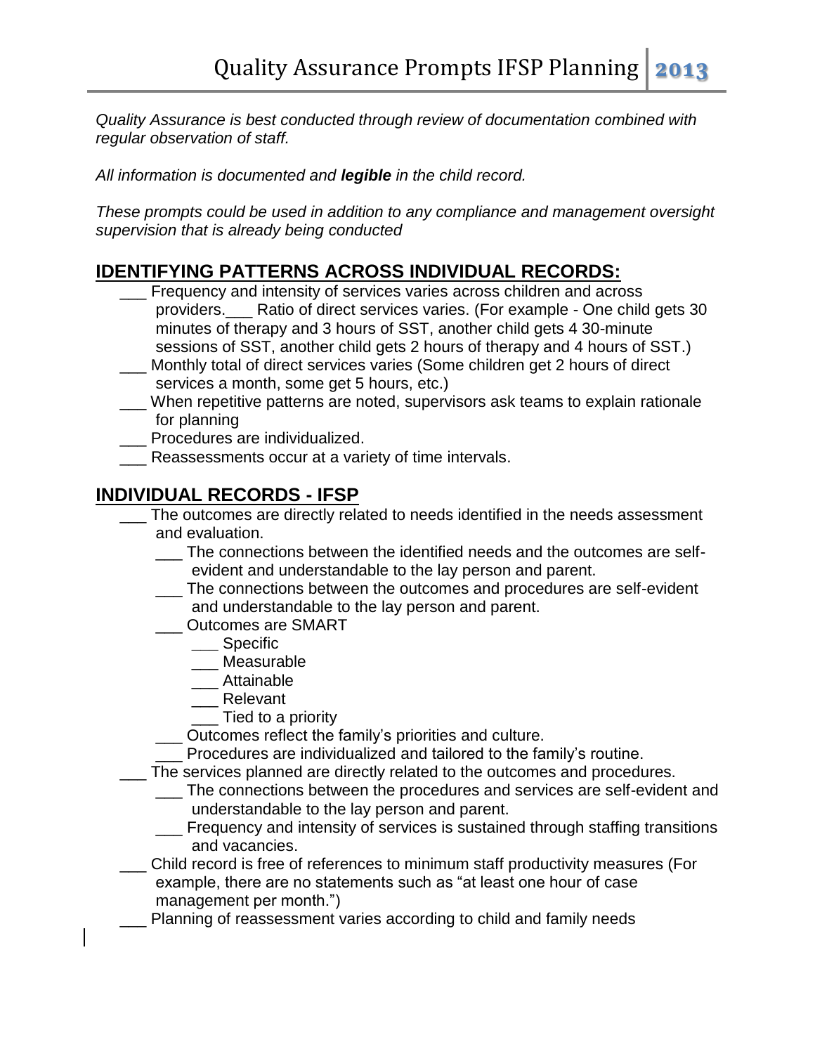*Quality Assurance is best conducted through review of documentation combined with regular observation of staff.*

*All information is documented and **legible** in the child record.*

*These prompts could be used in addition to any compliance and management oversight supervision that is already being conducted*

## IDENTIFYING PATTERNS ACROSS INDIVIDUAL RECORDS:

- ___ Frequency and intensity of services varies across children and across providers.___ Ratio of direct services varies. (For example - One child gets 30 minutes of therapy and 3 hours of SST, another child gets 4 30-minute sessions of SST, another child gets 2 hours of therapy and 4 hours of SST.)
- ___ Monthly total of direct services varies (Some children get 2 hours of direct services a month, some get 5 hours, etc.)
- ___ When repetitive patterns are noted, supervisors ask teams to explain rationale for planning
- ___ Procedures are individualized.
- ___ Reassessments occur at a variety of time intervals.

## INDIVIDUAL RECORDS - IFSP

- ___ The outcomes are directly related to needs identified in the needs assessment and evaluation.
  - ___ The connections between the identified needs and the outcomes are self-evident and understandable to the lay person and parent.
  - ___ The connections between the outcomes and procedures are self-evident and understandable to the lay person and parent.
  - ___ Outcomes are SMART
    - ___ Specific
    - ___ Measurable
    - ___ Attainable
    - ___ Relevant
    - ___ Tied to a priority
  - ___ Outcomes reflect the family's priorities and culture.
  - ___ Procedures are individualized and tailored to the family's routine.
- ___ The services planned are directly related to the outcomes and procedures.
  - ___ The connections between the procedures and services are self-evident and understandable to the lay person and parent.
  - ___ Frequency and intensity of services is sustained through staffing transitions and vacancies.
- ___ Child record is free of references to minimum staff productivity measures (For example, there are no statements such as "at least one hour of case management per month.")
- ___ Planning of reassessment varies according to child and family needs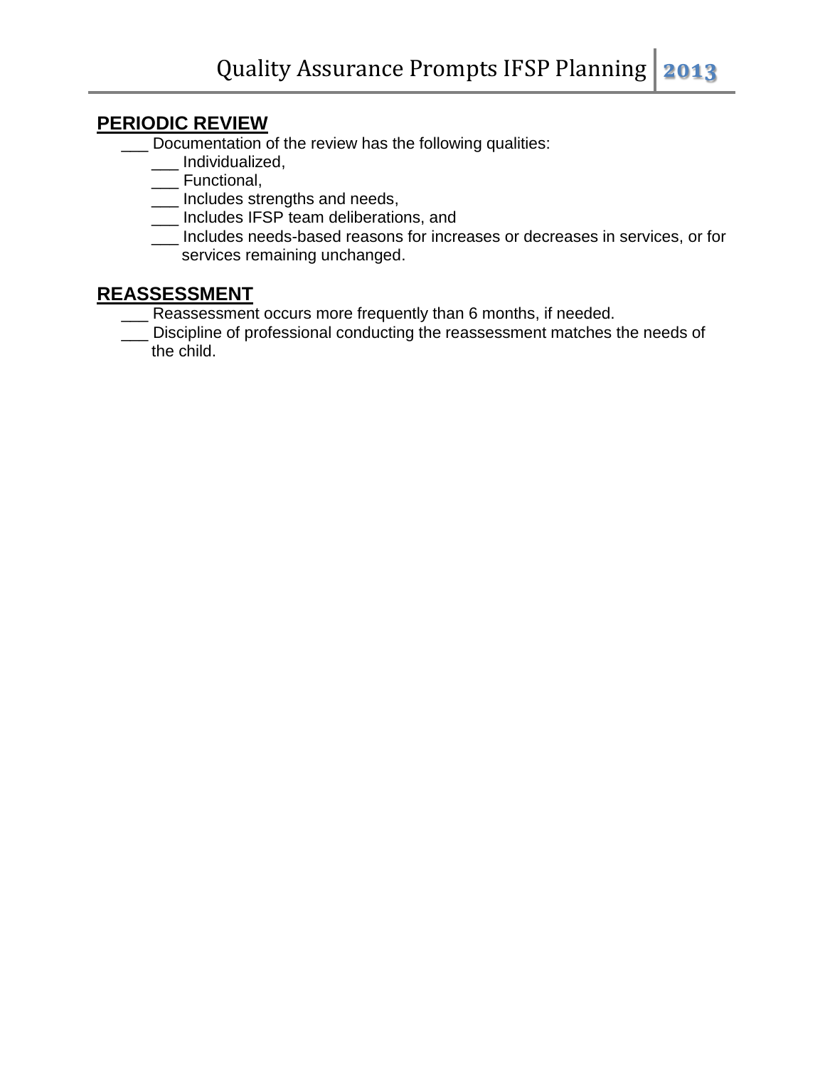## PERIODIC REVIEW

___ Documentation of the review has the following qualities:

- ___ Individualized,
- ___ Functional,
- ___ Includes strengths and needs,
- ___ Includes IFSP team deliberations, and
- ___ Includes needs-based reasons for increases or decreases in services, or for services remaining unchanged.

## REASSESSMENT

___ Reassessment occurs more frequently than 6 months, if needed.

___ Discipline of professional conducting the reassessment matches the needs of the child.